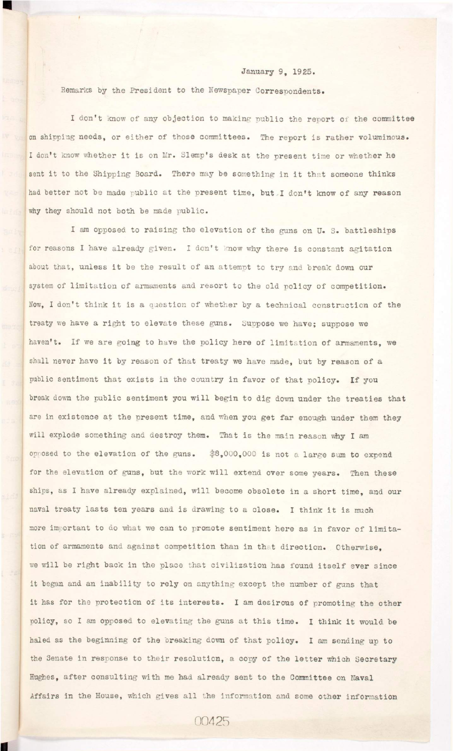January 9, 1925.

Remarks by the President to the Newspaper Correspondents.

I don't know of any objection to making public the report of the committee on shipping needs, or either of those committees. The report is rather voluminous. I don't know whether it is on Mr. Slemp's desk at the present time or whether he sent it to the Shipping Board. There may be something in it that someone thinks had better not be made public at the present time, but I don't know of any reason why they should not both be made public.

I am opposed to raising the elevation of the guns on U. S. battleships for reasons I have already given. I don't know why there is constant agitation about that, unless it be the result of an attempt to try and break down our system of limitation of armaments and resort to the old policy of competition. Now, I don't think it is a question of whether by a technical construction of the treaty we have a right to elevate these guns. Suppose we have; suppose we haven't. If we are going to have the policy here of limitation of armaments, we shall never have it by reason of that treaty we have made, but by reason of a public sentiment that exists in the country in favor of that policy. If you break down the public sentiment you will begin to dig down under the treaties that are in existence at the present time, and when you get far enough under them they will explode something and destroy them. That is the main reason why I am opposed to the elevation of the guns. $8,000,000 is not a large sum to expend for the elevation of guns, but the work will extend over some years. Then these ships, as I have already explained, will become obsolete in a short time, and our naval treaty lasts ten years and is drawing to a close. I think it is much more important to do what we can to promote sentiment here as in favor of limitation of armaments and against competition than in that direction. Otherwise, we will be right back in the place that civilization has found itself ever since it began and an inability to rely on anything except the number of guns that it has for the protection of its interests. I am desirous of promoting the other policy, so I am opposed to elevating the guns at this time. I think it would be haled as the beginning of the breaking down of that policy. I am sending up to the Senate in response to their resolution, a copy of the letter which Secretary Hughes, after consulting with me had already sent to the Committee on Naval Affairs in the House, which gives all the information and some other information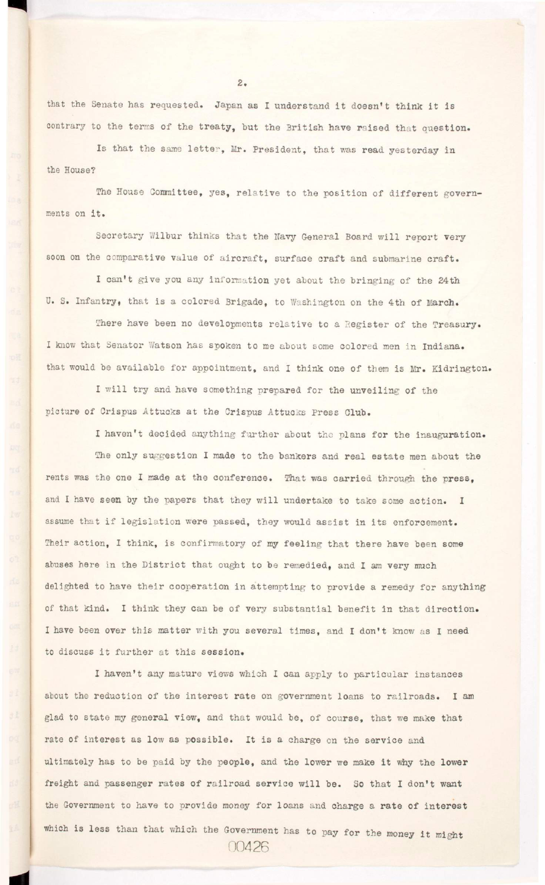that the Senate has requested. Japan as I understand it doesn't think it is contrary to the terms of the treaty, but the British have raised that question.

Is that the same letter, Mr. President, that was read yesterday in the House?

The House Committee, yes, relative to the position of different governments on it.

Secretary Wilbur thinks that the Navy General Board will report very soon on the comparative value of aircraft, surface craft and submarine craft.

I can't give you any information yet about the bringing of the 24th U. S. Infantry, that is a colored Brigade, to Washington on the 4th of March.

There have been no developments relative to a Register of the Treasury. I know that Senator Watson has spoken to me about some colored men in Indiana. that would be available for appointment, and I think one of them is Mr. Kidrington.

I will try and have something prepared for the unveiling of the picture of Crispus Attucks at the Crispus Attucks Press Club.

I haven't decided anything further about the plans for the inauguration.

The only suggestion I made to the bankers and real estate men about the rents was the one I made at the conference. That was carried through the press, and I have seen by the papers that they will undertake to take some action. I assume that if legislation were passed, they would assist in its enforcement. Their action, I think, is confirmatory of my feeling that there have been some abuses here in the District that ought to be remedied, and I am very much delighted to have their cooperation in attempting to provide a remedy for anything of that kind. I think they can be of very substantial benefit in that direction. I have been over this matter with you several times, and I don't know as I need to discuss it further at this session.

I haven't any mature views which I can apply to particular instances about the reduction of the interest rate on government loans to railroads. I am glad to state my general view, and that would be, of course, that we make that rate of interest as low as possible. It is a charge on the service and ultimately has to be paid by the people, and the lower we make it why the lower freight and passenger rates of railroad service will be. So that I don't want the Government to have to provide money for loans and charge a rate of interest which is less than that which the Government has to pay for the money it might

00426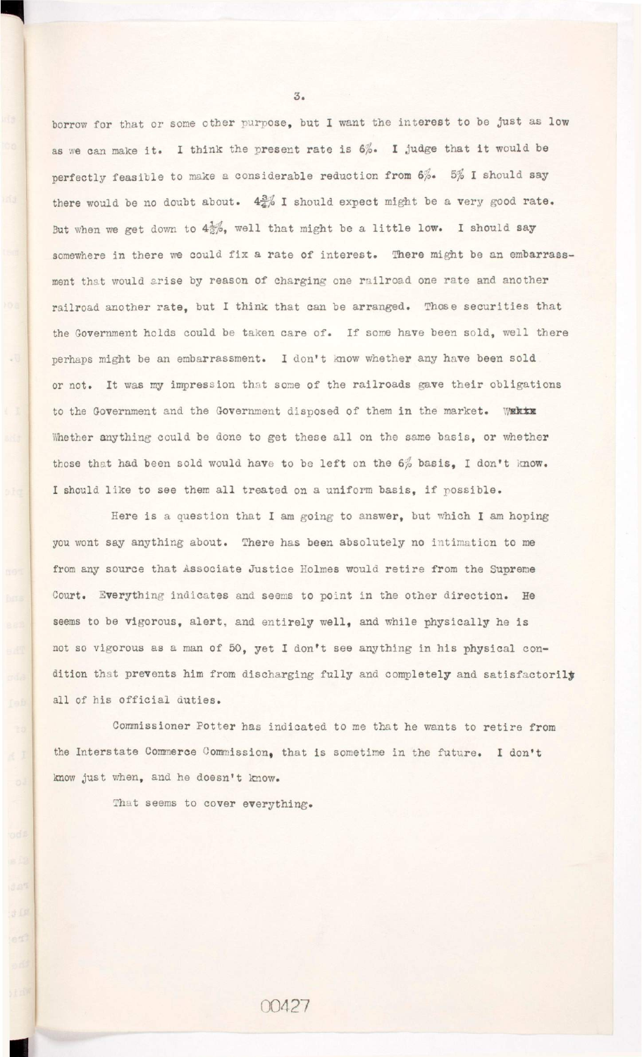borrow for that or some other purpose, but I want the interest to be just as low as we can make it. I think the present rate is 6%. I judge that it would be perfectly feasible to make a considerable reduction from 6%. 5% I should say there would be no doubt about. 4¾% I should expect might be a very good rate. But when we get down to 4½%, well that might be a little low. I should say somewhere in there we could fix a rate of interest. There might be an embarrassment that would arise by reason of charging one railroad one rate and another railroad another rate, but I think that can be arranged. Those securities that the Government holds could be taken care of. If some have been sold, well there perhaps might be an embarrassment. I don't know whether any have been sold or not. It was my impression that some of the railroads gave their obligations to the Government and the Government disposed of them in the market. ~~Whthe~~ Whether anything could be done to get these all on the same basis, or whether those that had been sold would have to be left on the 6% basis, I don't know. I should like to see them all treated on a uniform basis, if possible.

Here is a question that I am going to answer, but which I am hoping you wont say anything about. There has been absolutely no intimation to me from any source that Associate Justice Holmes would retire from the Supreme Court. Everything indicates and seems to point in the other direction. He seems to be vigorous, alert, and entirely well, and while physically he is not so vigorous as a man of 50, yet I don't see anything in his physical condition that prevents him from discharging fully and completely and satisfactorily all of his official duties.

Commissioner Potter has indicated to me that he wants to retire from the Interstate Commerce Commission, that is sometime in the future. I don't know just when, and he doesn't know.

That seems to cover everything.

00427